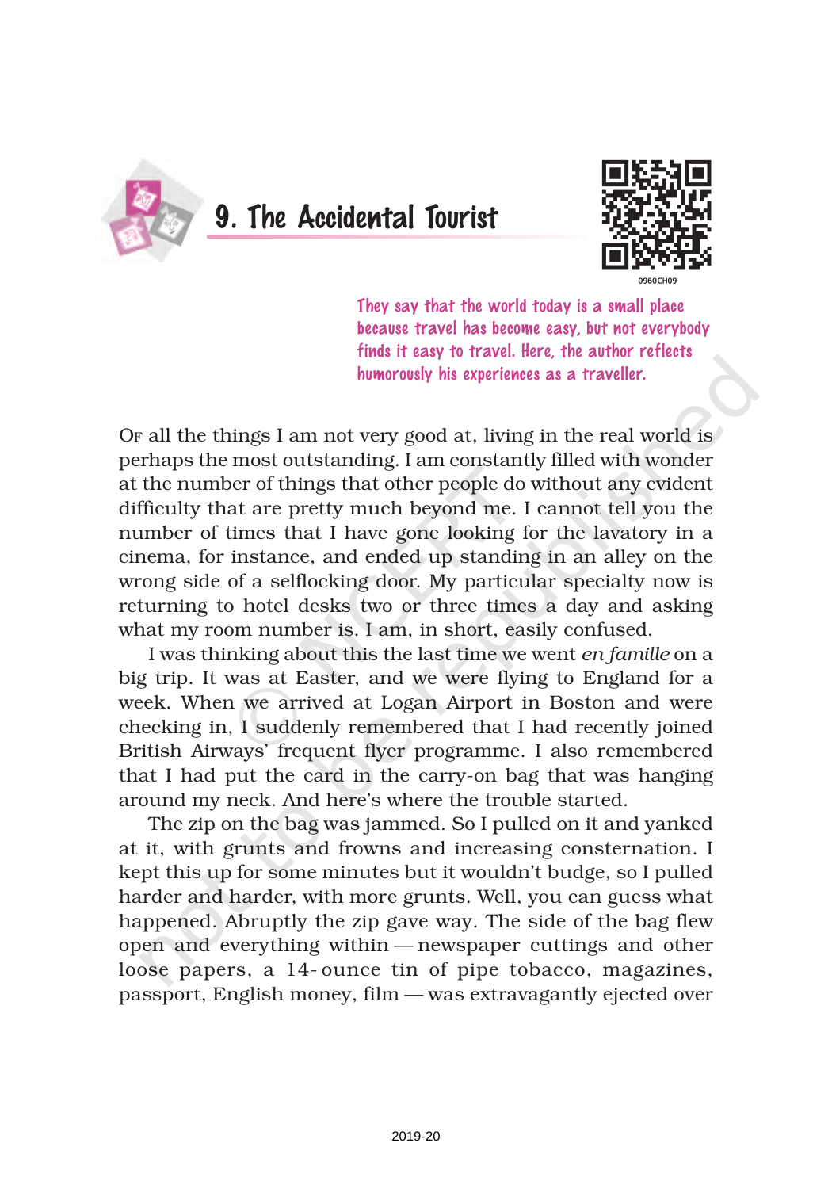# 9. The Accidental Tourist

*They say that the world today is a small place because travel has become easy, but not everybody finds it easy to travel. Here, the author reflects humorously his experiences as a traveller.*

Of all the things I am not very good at, living in the real world is perhaps the most outstanding. I am constantly filled with wonder at the number of things that other people do without any evident difficulty that are pretty much beyond me. I cannot tell you the number of times that I have gone looking for the lavatory in a cinema, for instance, and ended up standing in an alley on the wrong side of a selflocking door. My particular specialty now is returning to hotel desks two or three times a day and asking what my room number is. I am, in short, easily confused.

I was thinking about this the last time we went *en famille* on a big trip. It was at Easter, and we were flying to England for a week. When we arrived at Logan Airport in Boston and were checking in, I suddenly remembered that I had recently joined British Airways' frequent flyer programme. I also remembered that I had put the card in the carry-on bag that was hanging around my neck. And here's where the trouble started.

The zip on the bag was jammed. So I pulled on it and yanked at it, with grunts and frowns and increasing consternation. I kept this up for some minutes but it wouldn't budge, so I pulled harder and harder, with more grunts. Well, you can guess what happened. Abruptly the zip gave way. The side of the bag flew open and everything within — newspaper cuttings and other loose papers, a 14-ounce tin of pipe tobacco, magazines, passport, English money, film — was extravagantly ejected over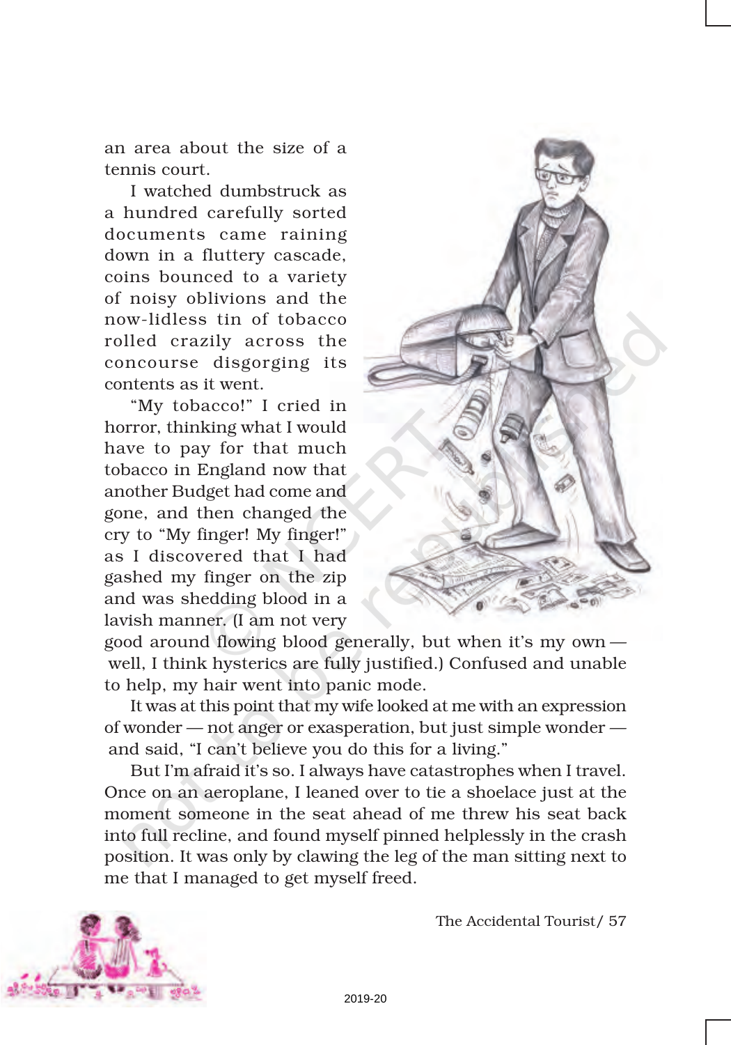an area about the size of a tennis court.

I watched dumbstruck as a hundred carefully sorted documents came raining down in a fluttery cascade, coins bounced to a variety of noisy oblivions and the now-lidless tin of tobacco rolled crazily across the concourse disgorging its contents as it went.

"My tobacco!" I cried in horror, thinking what I would have to pay for that much tobacco in England now that another Budget had come and gone, and then changed the cry to "My finger! My finger!" as I discovered that I had gashed my finger on the zip and was shedding blood in a lavish manner. (I am not very good around flowing blood generally, but when it's my own — well, I think hysterics are fully justified.) Confused and unable to help, my hair went into panic mode.

It was at this point that my wife looked at me with an expression of wonder — not anger or exasperation, but just simple wonder — and said, "I can't believe you do this for a living."

But I'm afraid it's so. I always have catastrophes when I travel. Once on an aeroplane, I leaned over to tie a shoelace just at the moment someone in the seat ahead of me threw his seat back into full recline, and found myself pinned helplessly in the crash position. It was only by clawing the leg of the man sitting next to me that I managed to get myself freed.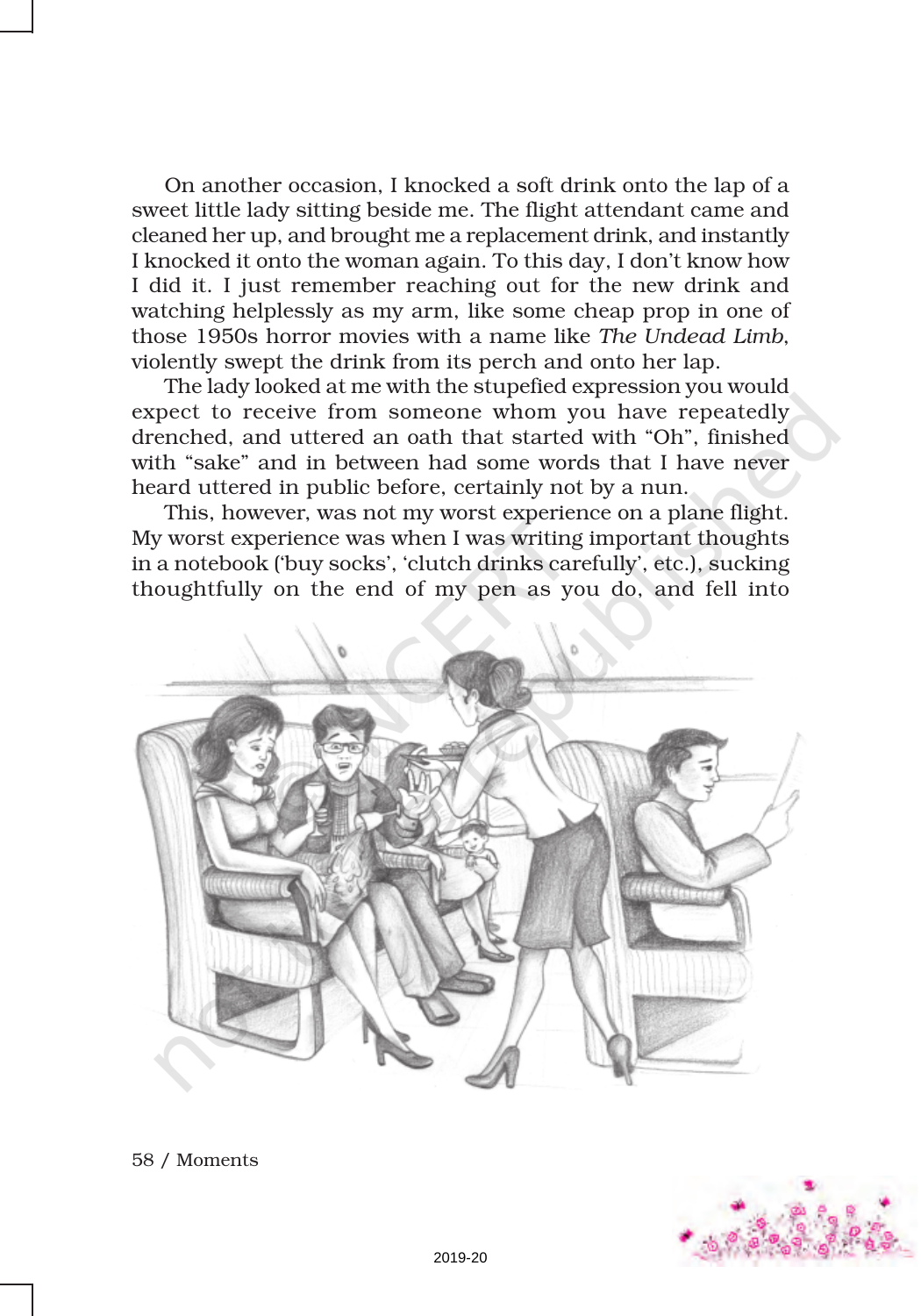On another occasion, I knocked a soft drink onto the lap of a sweet little lady sitting beside me. The flight attendant came and cleaned her up, and brought me a replacement drink, and instantly I knocked it onto the woman again. To this day, I don't know how I did it. I just remember reaching out for the new drink and watching helplessly as my arm, like some cheap prop in one of those 1950s horror movies with a name like *The Undead Limb*, violently swept the drink from its perch and onto her lap.

The lady looked at me with the stupefied expression you would expect to receive from someone whom you have repeatedly drenched, and uttered an oath that started with "Oh", finished with "sake" and in between had some words that I have never heard uttered in public before, certainly not by a nun.

This, however, was not my worst experience on a plane flight. My worst experience was when I was writing important thoughts in a notebook ('buy socks', 'clutch drinks carefully', etc.), sucking thoughtfully on the end of my pen as you do, and fell into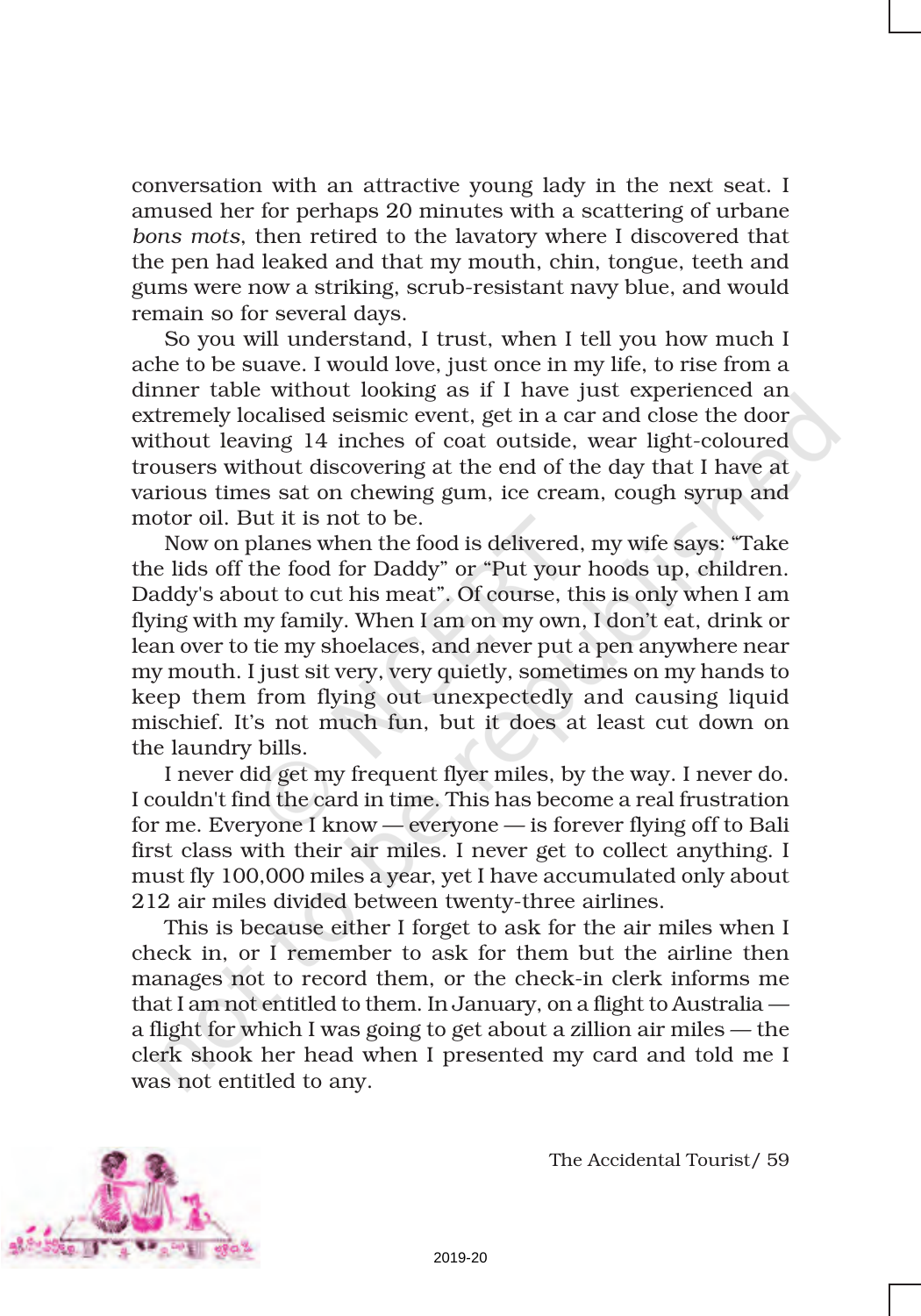conversation with an attractive young lady in the next seat. I amused her for perhaps 20 minutes with a scattering of urbane *bons mots*, then retired to the lavatory where I discovered that the pen had leaked and that my mouth, chin, tongue, teeth and gums were now a striking, scrub-resistant navy blue, and would remain so for several days.

So you will understand, I trust, when I tell you how much I ache to be suave. I would love, just once in my life, to rise from a dinner table without looking as if I have just experienced an extremely localised seismic event, get in a car and close the door without leaving 14 inches of coat outside, wear light-coloured trousers without discovering at the end of the day that I have at various times sat on chewing gum, ice cream, cough syrup and motor oil. But it is not to be.

Now on planes when the food is delivered, my wife says: "Take the lids off the food for Daddy" or "Put your hoods up, children. Daddy's about to cut his meat". Of course, this is only when I am flying with my family. When I am on my own, I don't eat, drink or lean over to tie my shoelaces, and never put a pen anywhere near my mouth. I just sit very, very quietly, sometimes on my hands to keep them from flying out unexpectedly and causing liquid mischief. It's not much fun, but it does at least cut down on the laundry bills.

I never did get my frequent flyer miles, by the way. I never do. I couldn't find the card in time. This has become a real frustration for me. Everyone I know — everyone — is forever flying off to Bali first class with their air miles. I never get to collect anything. I must fly 100,000 miles a year, yet I have accumulated only about 212 air miles divided between twenty-three airlines.

This is because either I forget to ask for the air miles when I check in, or I remember to ask for them but the airline then manages not to record them, or the check-in clerk informs me that I am not entitled to them. In January, on a flight to Australia — a flight for which I was going to get about a zillion air miles — the clerk shook her head when I presented my card and told me I was not entitled to any.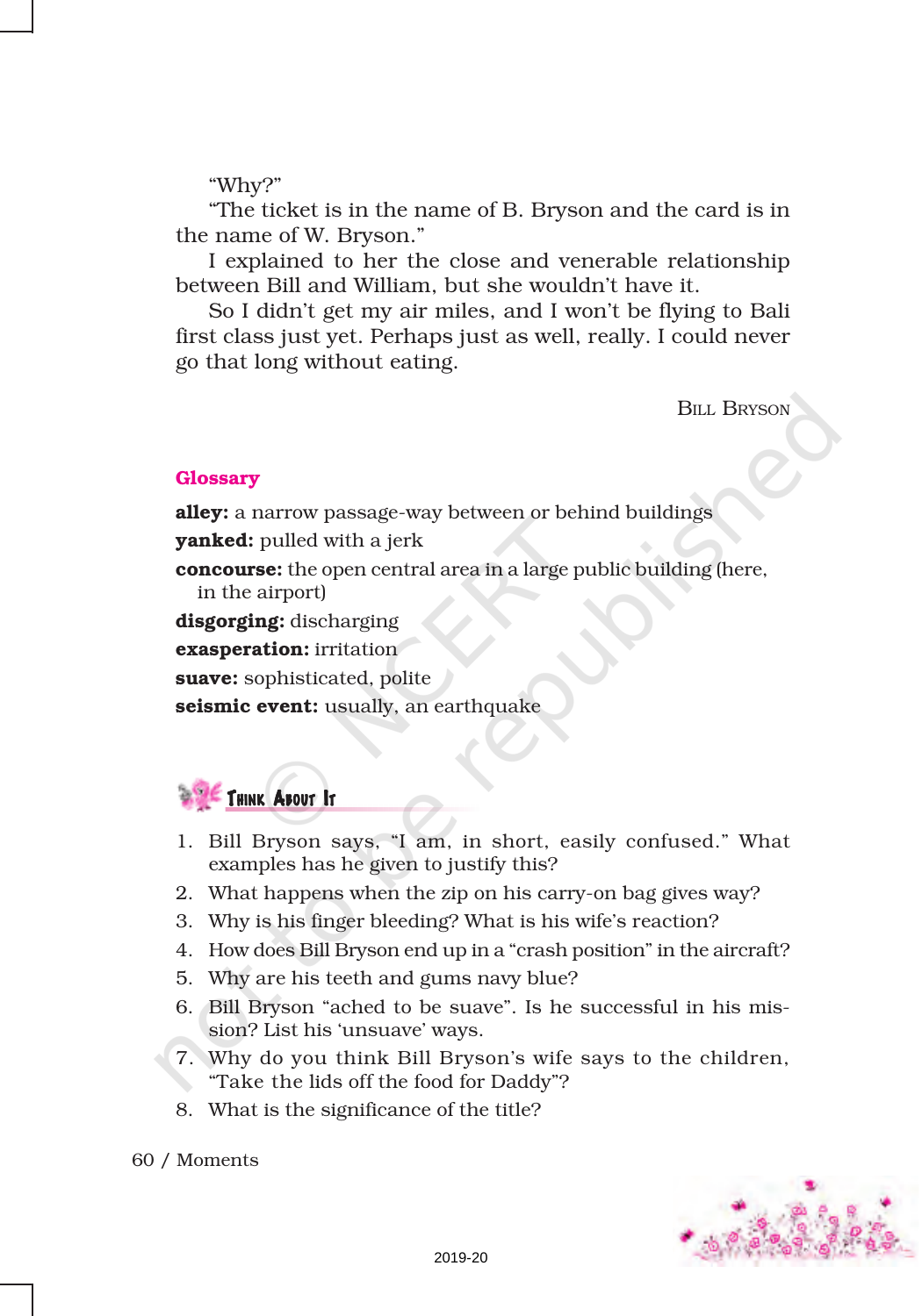"Why?"

"The ticket is in the name of B. Bryson and the card is in the name of W. Bryson."

I explained to her the close and venerable relationship between Bill and William, but she wouldn't have it.

So I didn't get my air miles, and I won't be flying to Bali first class just yet. Perhaps just as well, really. I could never go that long without eating.

BILL BRYSON

## Glossary

**alley:** a narrow passage-way between or behind buildings
**yanked:** pulled with a jerk
**concourse:** the open central area in a large public building (here, in the airport)
**disgorging:** discharging
**exasperation:** irritation
**suave:** sophisticated, polite
**seismic event:** usually, an earthquake

## Think About It

1. Bill Bryson says, "I am, in short, easily confused." What examples has he given to justify this?
2. What happens when the zip on his carry-on bag gives way?
3. Why is his finger bleeding? What is his wife's reaction?
4. How does Bill Bryson end up in a "crash position" in the aircraft?
5. Why are his teeth and gums navy blue?
6. Bill Bryson "ached to be suave". Is he successful in his mission? List his 'unsuave' ways.
7. Why do you think Bill Bryson's wife says to the children, "Take the lids off the food for Daddy"?
8. What is the significance of the title?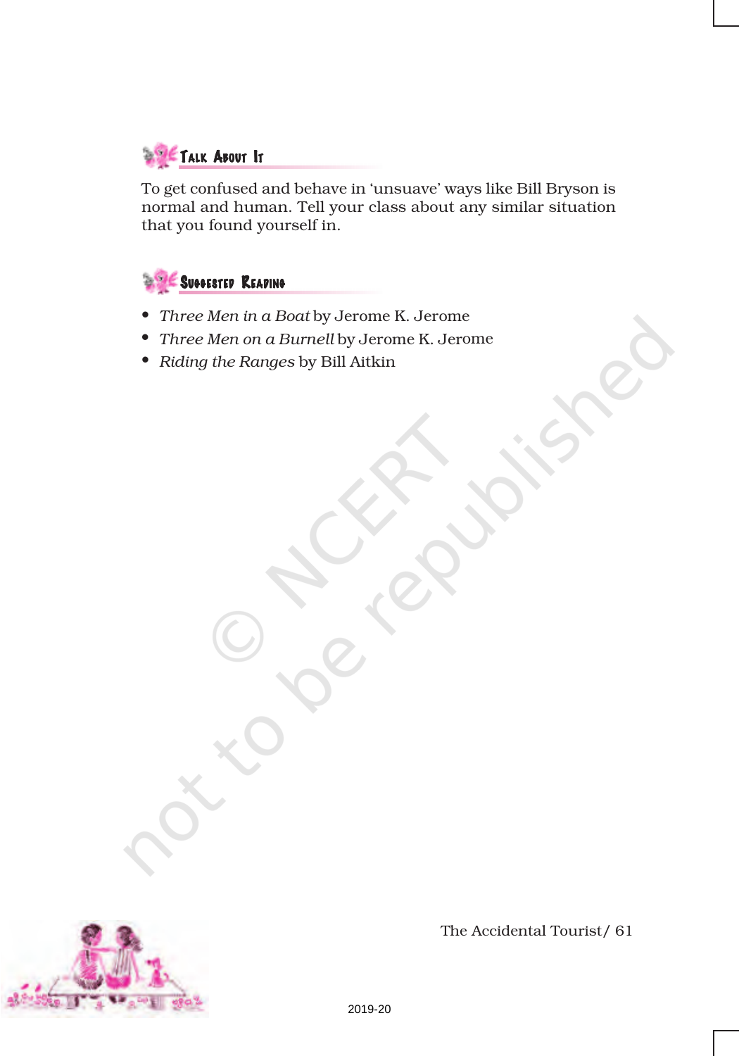## Talk About It

To get confused and behave in 'unsuave' ways like Bill Bryson is normal and human. Tell your class about any similar situation that you found yourself in.

## Suggested Reading

- *Three Men in a Boat* by Jerome K. Jerome
- *Three Men on a Burnell* by Jerome K. Jerome
- *Riding the Ranges* by Bill Aitkin